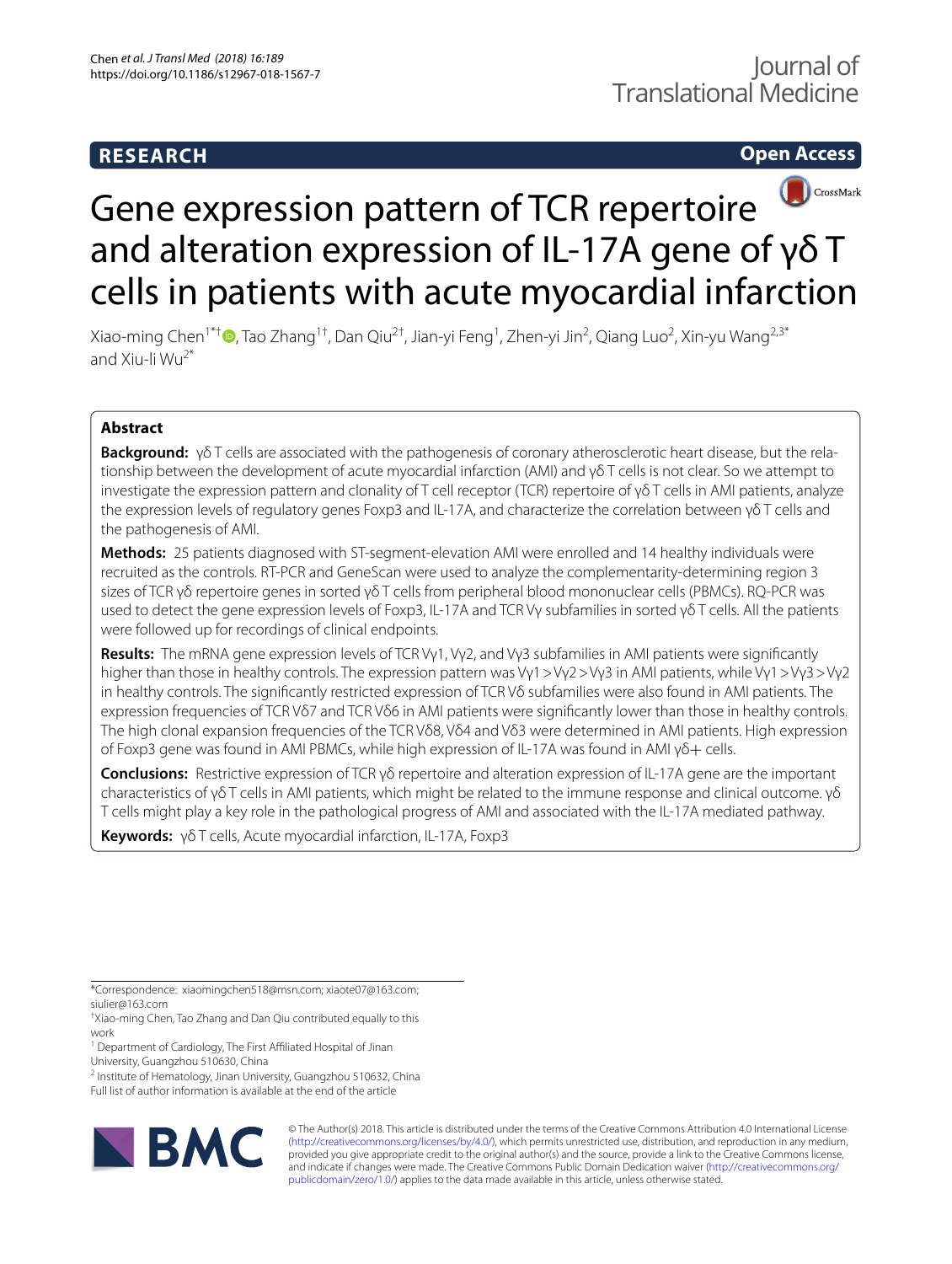**RESEARCH** **Open Access**

# Gene expression pattern of TCR repertoire and alteration expression of IL-17A gene of γδ T cells in patients with acute myocardial infarction

Xiao-ming Chen[1*†], Tao Zhang[1†], Dan Qiu[2†], Jian-yi Feng[1], Zhen-yi Jin[2], Qiang Luo[2], Xin-yu Wang[2,3*] and Xiu-li Wu[2*]

## Abstract

**Background:** γδ T cells are associated with the pathogenesis of coronary atherosclerotic heart disease, but the relationship between the development of acute myocardial infarction (AMI) and γδ T cells is not clear. So we attempt to investigate the expression pattern and clonality of T cell receptor (TCR) repertoire of γδ T cells in AMI patients, analyze the expression levels of regulatory genes Foxp3 and IL-17A, and characterize the correlation between γδ T cells and the pathogenesis of AMI.

**Methods:** 25 patients diagnosed with ST-segment-elevation AMI were enrolled and 14 healthy individuals were recruited as the controls. RT-PCR and GeneScan were used to analyze the complementarity-determining region 3 sizes of TCR γδ repertoire genes in sorted γδ T cells from peripheral blood mononuclear cells (PBMCs). RQ-PCR was used to detect the gene expression levels of Foxp3, IL-17A and TCR Vγ subfamilies in sorted γδ T cells. All the patients were followed up for recordings of clinical endpoints.

**Results:** The mRNA gene expression levels of TCR Vγ1, Vγ2, and Vγ3 subfamilies in AMI patients were significantly higher than those in healthy controls. The expression pattern was Vγ1 > Vγ2 > Vγ3 in AMI patients, while Vγ1 > Vγ3 > Vγ2 in healthy controls. The significantly restricted expression of TCR Vδ subfamilies were also found in AMI patients. The expression frequencies of TCR Vδ7 and TCR Vδ6 in AMI patients were significantly lower than those in healthy controls. The high clonal expansion frequencies of the TCR Vδ8, Vδ4 and Vδ3 were determined in AMI patients. High expression of Foxp3 gene was found in AMI PBMCs, while high expression of IL-17A was found in AMI γδ+ cells.

**Conclusions:** Restrictive expression of TCR γδ repertoire and alteration expression of IL-17A gene are the important characteristics of γδ T cells in AMI patients, which might be related to the immune response and clinical outcome. γδ T cells might play a key role in the pathological progress of AMI and associated with the IL-17A mediated pathway.

**Keywords:** γδ T cells, Acute myocardial infarction, IL-17A, Foxp3

---

*Correspondence: xiaomingchen518@msn.com; xiaote07@163.com; siulier@163.com

†Xiao-ming Chen, Tao Zhang and Dan Qiu contributed equally to this work

[1] Department of Cardiology, The First Affiliated Hospital of Jinan University, Guangzhou 510630, China

[2] Institute of Hematology, Jinan University, Guangzhou 510632, China

Full list of author information is available at the end of the article

© The Author(s) 2018. This article is distributed under the terms of the Creative Commons Attribution 4.0 International License (http://creativecommons.org/licenses/by/4.0/), which permits unrestricted use, distribution, and reproduction in any medium, provided you give appropriate credit to the original author(s) and the source, provide a link to the Creative Commons license, and indicate if changes were made. The Creative Commons Public Domain Dedication waiver (http://creativecommons.org/publicdomain/zero/1.0/) applies to the data made available in this article, unless otherwise stated.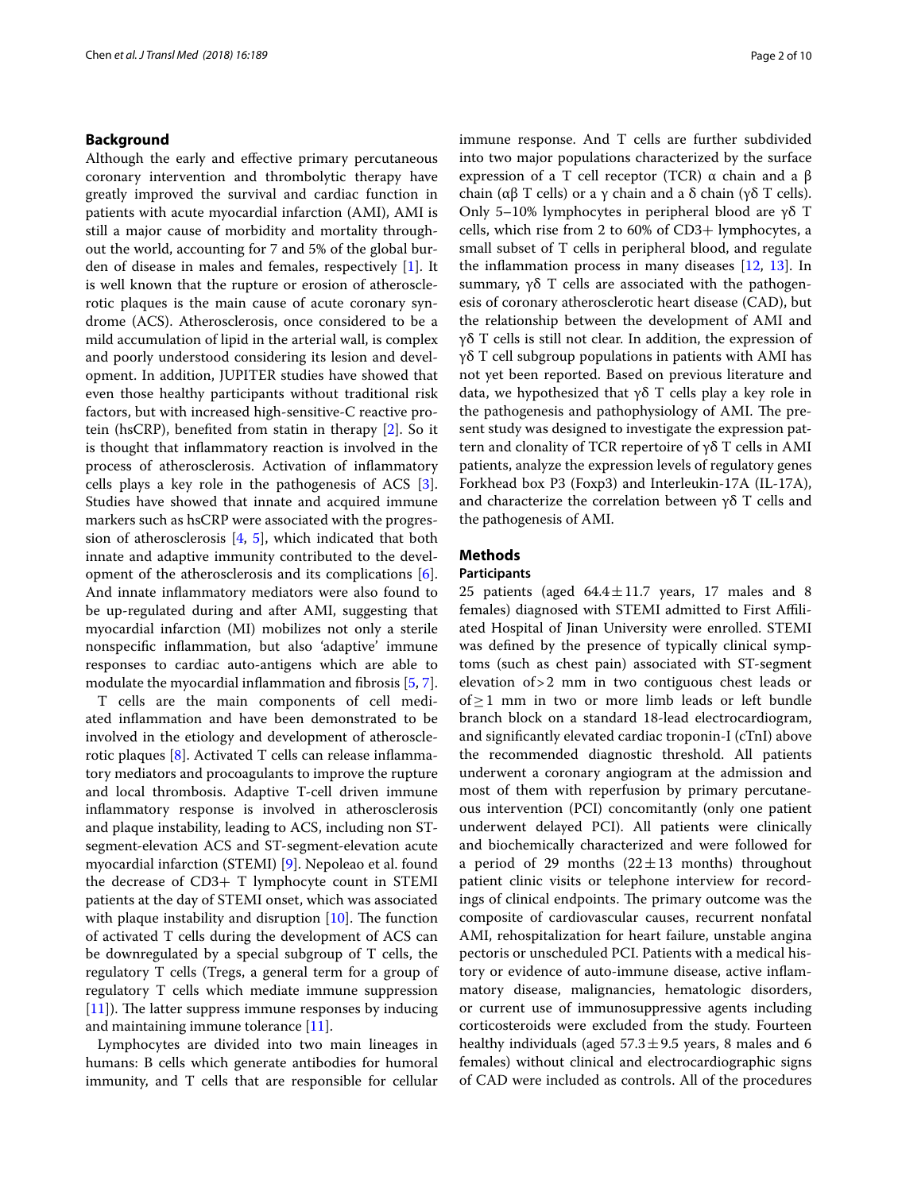## Background

Although the early and effective primary percutaneous coronary intervention and thrombolytic therapy have greatly improved the survival and cardiac function in patients with acute myocardial infarction (AMI), AMI is still a major cause of morbidity and mortality throughout the world, accounting for 7 and 5% of the global burden of disease in males and females, respectively [1]. It is well known that the rupture or erosion of atherosclerotic plaques is the main cause of acute coronary syndrome (ACS). Atherosclerosis, once considered to be a mild accumulation of lipid in the arterial wall, is complex and poorly understood considering its lesion and development. In addition, JUPITER studies have showed that even those healthy participants without traditional risk factors, but with increased high-sensitive-C reactive protein (hsCRP), benefited from statin in therapy [2]. So it is thought that inflammatory reaction is involved in the process of atherosclerosis. Activation of inflammatory cells plays a key role in the pathogenesis of ACS [3]. Studies have showed that innate and acquired immune markers such as hsCRP were associated with the progression of atherosclerosis [4, 5], which indicated that both innate and adaptive immunity contributed to the development of the atherosclerosis and its complications [6]. And innate inflammatory mediators were also found to be up-regulated during and after AMI, suggesting that myocardial infarction (MI) mobilizes not only a sterile nonspecific inflammation, but also 'adaptive' immune responses to cardiac auto-antigens which are able to modulate the myocardial inflammation and fibrosis [5, 7].

T cells are the main components of cell mediated inflammation and have been demonstrated to be involved in the etiology and development of atherosclerotic plaques [8]. Activated T cells can release inflammatory mediators and procoagulants to improve the rupture and local thrombosis. Adaptive T-cell driven immune inflammatory response is involved in atherosclerosis and plaque instability, leading to ACS, including non ST-segment-elevation ACS and ST-segment-elevation acute myocardial infarction (STEMI) [9]. Nepoleao et al. found the decrease of CD3+ T lymphocyte count in STEMI patients at the day of STEMI onset, which was associated with plaque instability and disruption [10]. The function of activated T cells during the development of ACS can be downregulated by a special subgroup of T cells, the regulatory T cells (Tregs, a general term for a group of regulatory T cells which mediate immune suppression [11]). The latter suppress immune responses by inducing and maintaining immune tolerance [11].

Lymphocytes are divided into two main lineages in humans: B cells which generate antibodies for humoral immunity, and T cells that are responsible for cellular immune response. And T cells are further subdivided into two major populations characterized by the surface expression of a T cell receptor (TCR) α chain and a β chain (αβ T cells) or a γ chain and a δ chain (γδ T cells). Only 5–10% lymphocytes in peripheral blood are γδ T cells, which rise from 2 to 60% of CD3+ lymphocytes, a small subset of T cells in peripheral blood, and regulate the inflammation process in many diseases [12, 13]. In summary, γδ T cells are associated with the pathogenesis of coronary atherosclerotic heart disease (CAD), but the relationship between the development of AMI and γδ T cells is still not clear. In addition, the expression of γδ T cell subgroup populations in patients with AMI has not yet been reported. Based on previous literature and data, we hypothesized that γδ T cells play a key role in the pathogenesis and pathophysiology of AMI. The present study was designed to investigate the expression pattern and clonality of TCR repertoire of γδ T cells in AMI patients, analyze the expression levels of regulatory genes Forkhead box P3 (Foxp3) and Interleukin-17A (IL-17A), and characterize the correlation between γδ T cells and the pathogenesis of AMI.

## Methods

### Participants

25 patients (aged $64.4 \pm 11.7$ years, 17 males and 8 females) diagnosed with STEMI admitted to First Affiliated Hospital of Jinan University were enrolled. STEMI was defined by the presence of typically clinical symptoms (such as chest pain) associated with ST-segment elevation of $>2$ mm in two contiguous chest leads or of $\geq 1$ mm in two or more limb leads or left bundle branch block on a standard 18-lead electrocardiogram, and significantly elevated cardiac troponin-I (cTnI) above the recommended diagnostic threshold. All patients underwent a coronary angiogram at the admission and most of them with reperfusion by primary percutaneous intervention (PCI) concomitantly (only one patient underwent delayed PCI). All patients were clinically and biochemically characterized and were followed for a period of 29 months ($22 \pm 13$ months) throughout patient clinic visits or telephone interview for recordings of clinical endpoints. The primary outcome was the composite of cardiovascular causes, recurrent nonfatal AMI, rehospitalization for heart failure, unstable angina pectoris or unscheduled PCI. Patients with a medical history or evidence of auto-immune disease, active inflammatory disease, malignancies, hematologic disorders, or current use of immunosuppressive agents including corticosteroids were excluded from the study. Fourteen healthy individuals (aged $57.3 \pm 9.5$ years, 8 males and 6 females) without clinical and electrocardiographic signs of CAD were included as controls. All of the procedures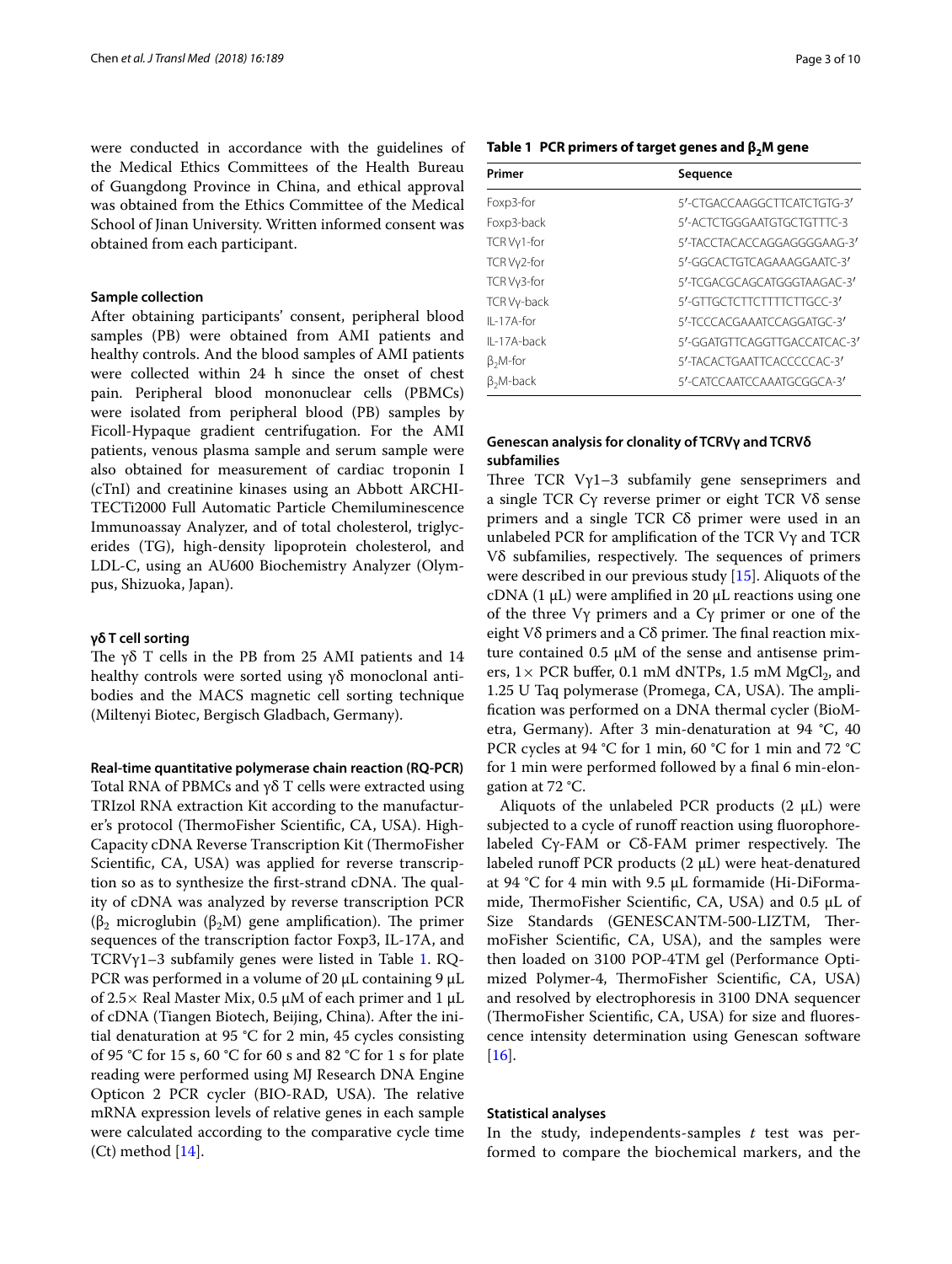were conducted in accordance with the guidelines of the Medical Ethics Committees of the Health Bureau of Guangdong Province in China, and ethical approval was obtained from the Ethics Committee of the Medical School of Jinan University. Written informed consent was obtained from each participant.

### Sample collection

After obtaining participants' consent, peripheral blood samples (PB) were obtained from AMI patients and healthy controls. And the blood samples of AMI patients were collected within 24 h since the onset of chest pain. Peripheral blood mononuclear cells (PBMCs) were isolated from peripheral blood (PB) samples by Ficoll-Hypaque gradient centrifugation. For the AMI patients, venous plasma sample and serum sample were also obtained for measurement of cardiac troponin I (cTnI) and creatinine kinases using an Abbott ARCHITECTi2000 Full Automatic Particle Chemiluminescence Immunoassay Analyzer, and of total cholesterol, triglycerides (TG), high-density lipoprotein cholesterol, and LDL-C, using an AU600 Biochemistry Analyzer (Olympus, Shizuoka, Japan).

### γδ T cell sorting

The γδ T cells in the PB from 25 AMI patients and 14 healthy controls were sorted using γδ monoclonal antibodies and the MACS magnetic cell sorting technique (Miltenyi Biotec, Bergisch Gladbach, Germany).

### Real-time quantitative polymerase chain reaction (RQ-PCR)

Total RNA of PBMCs and γδ T cells were extracted using TRIzol RNA extraction Kit according to the manufacturer's protocol (ThermoFisher Scientific, CA, USA). High-Capacity cDNA Reverse Transcription Kit (ThermoFisher Scientific, CA, USA) was applied for reverse transcription so as to synthesize the first-strand cDNA. The quality of cDNA was analyzed by reverse transcription PCR ($\beta_2$ microglubin ($\beta_2$M) gene amplification). The primer sequences of the transcription factor Foxp3, IL-17A, and TCRVγ1–3 subfamily genes were listed in Table 1. RQ-PCR was performed in a volume of 20 μL containing 9 μL of 2.5× Real Master Mix, 0.5 μM of each primer and 1 μL of cDNA (Tiangen Biotech, Beijing, China). After the initial denaturation at 95 °C for 2 min, 45 cycles consisting of 95 °C for 15 s, 60 °C for 60 s and 82 °C for 1 s for plate reading were performed using MJ Research DNA Engine Opticon 2 PCR cycler (BIO-RAD, USA). The relative mRNA expression levels of relative genes in each sample were calculated according to the comparative cycle time (Ct) method [14].

**Table 1 PCR primers of target genes and $\beta_2$M gene**

| Primer | Sequence |
|---|---|
| Foxp3-for | 5′-CTGACCAAGGCTTCATCTGTG-3′ |
| Foxp3-back | 5′-ACTCTGGGAATGTGCTGTTTC-3 |
| TCR Vγ1-for | 5′-TACCTACACCAGGAGGGGAAG-3′ |
| TCR Vγ2-for | 5′-GGCACTGTCAGAAAGGAATC-3′ |
| TCR Vγ3-for | 5′-TCGACGCAGCATGGGTAAGAC-3′ |
| TCR Vγ-back | 5′-GTTGCTCTTCTTTTCTTGCC-3′ |
| IL-17A-for | 5′-TCCCACGAAATCCAGGATGC-3′ |
| IL-17A-back | 5′-GGATGTTCAGGTTGACCATCAC-3′ |
| $\beta_2$M-for | 5′-TACACTGAATTCACCCCCAC-3′ |
| $\beta_2$M-back | 5′-CATCCAATCCAAATGCGGCA-3′ |

### Genescan analysis for clonality of TCRVγ and TCRVδ subfamilies

Three TCR Vγ1–3 subfamily gene senseprimers and a single TCR Cγ reverse primer or eight TCR Vδ sense primers and a single TCR Cδ primer were used in an unlabeled PCR for amplification of the TCR Vγ and TCR Vδ subfamilies, respectively. The sequences of primers were described in our previous study [15]. Aliquots of the cDNA (1 μL) were amplified in 20 μL reactions using one of the three Vγ primers and a Cγ primer or one of the eight Vδ primers and a Cδ primer. The final reaction mixture contained 0.5 μM of the sense and antisense primers, 1× PCR buffer, 0.1 mM dNTPs, 1.5 mM $MgCl_2$, and 1.25 U Taq polymerase (Promega, CA, USA). The amplification was performed on a DNA thermal cycler (BioMetra, Germany). After 3 min-denaturation at 94 °C, 40 PCR cycles at 94 °C for 1 min, 60 °C for 1 min and 72 °C for 1 min were performed followed by a final 6 min-elongation at 72 °C.

Aliquots of the unlabeled PCR products (2 μL) were subjected to a cycle of runoff reaction using fluorophore-labeled Cγ-FAM or Cδ-FAM primer respectively. The labeled runoff PCR products (2 μL) were heat-denatured at 94 °C for 4 min with 9.5 μL formamide (Hi-DiFormamide, ThermoFisher Scientific, CA, USA) and 0.5 μL of Size Standards (GENESCANTM-500-LIZTM, ThermoFisher Scientific, CA, USA), and the samples were then loaded on 3100 POP-4TM gel (Performance Optimized Polymer-4, ThermoFisher Scientific, CA, USA) and resolved by electrophoresis in 3100 DNA sequencer (ThermoFisher Scientific, CA, USA) for size and fluorescence intensity determination using Genescan software [16].

### Statistical analyses

In the study, independents-samples *t* test was performed to compare the biochemical markers, and the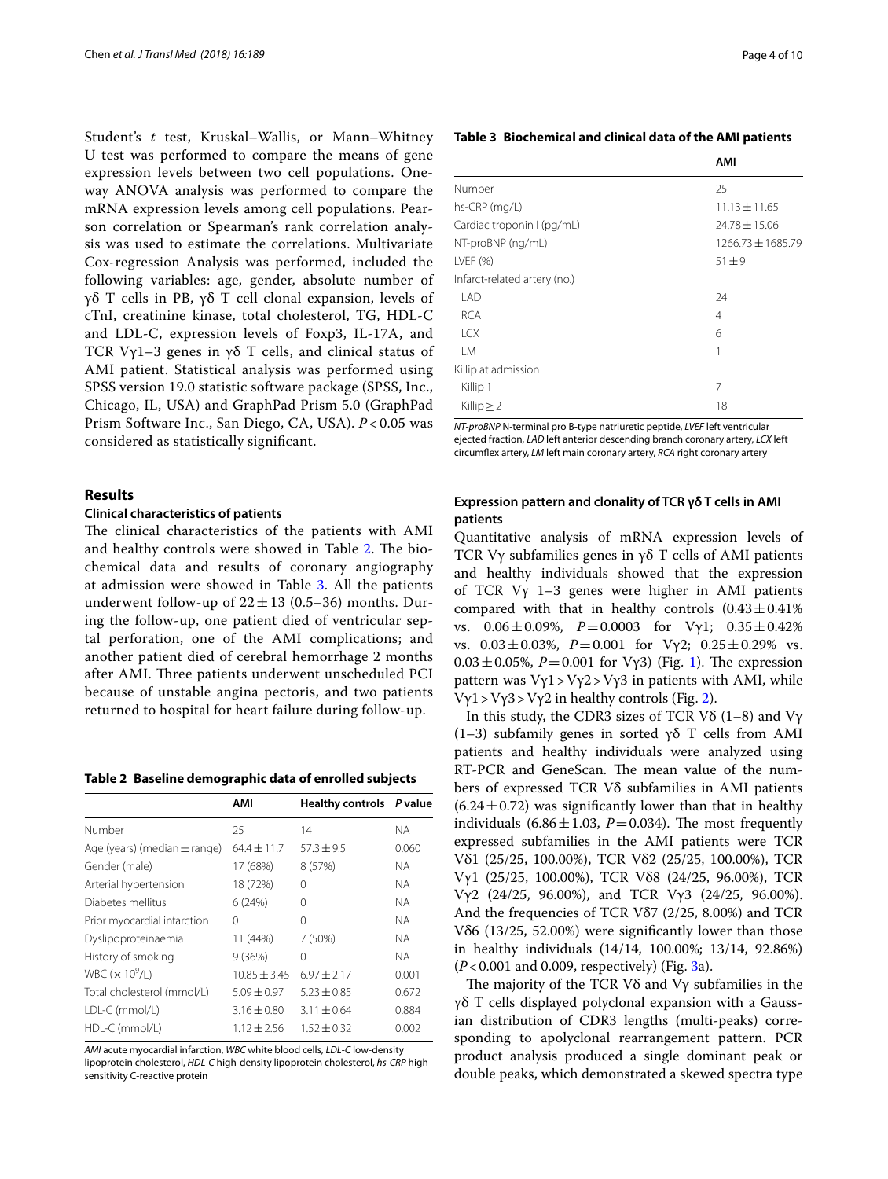Student's *t* test, Kruskal–Wallis, or Mann–Whitney U test was performed to compare the means of gene expression levels between two cell populations. One-way ANOVA analysis was performed to compare the mRNA expression levels among cell populations. Pearson correlation or Spearman's rank correlation analysis was used to estimate the correlations. Multivariate Cox-regression Analysis was performed, included the following variables: age, gender, absolute number of γδ T cells in PB, γδ T cell clonal expansion, levels of cTnI, creatinine kinase, total cholesterol, TG, HDL-C and LDL-C, expression levels of Foxp3, IL-17A, and TCR Vγ1–3 genes in γδ T cells, and clinical status of AMI patient. Statistical analysis was performed using SPSS version 19.0 statistic software package (SPSS, Inc., Chicago, IL, USA) and GraphPad Prism 5.0 (GraphPad Prism Software Inc., San Diego, CA, USA). $P<0.05$ was considered as statistically significant.

## Results

### Clinical characteristics of patients

The clinical characteristics of the patients with AMI and healthy controls were showed in Table 2. The biochemical data and results of coronary angiography at admission were showed in Table 3. All the patients underwent follow-up of $22\pm13$ (0.5–36) months. During the follow-up, one patient died of ventricular septal perforation, one of the AMI complications; and another patient died of cerebral hemorrhage 2 months after AMI. Three patients underwent unscheduled PCI because of unstable angina pectoris, and two patients returned to hospital for heart failure during follow-up.

**Table 2 Baseline demographic data of enrolled subjects**

| | AMI | Healthy controls | P value |
|---|---|---|---|
| Number | 25 | 14 | NA |
| Age (years) (median ± range) | 64.4 ± 11.7 | 57.3 ± 9.5 | 0.060 |
| Gender (male) | 17 (68%) | 8 (57%) | NA |
| Arterial hypertension | 18 (72%) | 0 | NA |
| Diabetes mellitus | 6 (24%) | 0 | NA |
| Prior myocardial infarction | 0 | 0 | NA |
| Dyslipoproteinaemia | 11 (44%) | 7 (50%) | NA |
| History of smoking | 9 (36%) | 0 | NA |
| WBC ($\times 10^9$/L) | 10.85 ± 3.45 | 6.97 ± 2.17 | 0.001 |
| Total cholesterol (mmol/L) | 5.09 ± 0.97 | 5.23 ± 0.85 | 0.672 |
| LDL-C (mmol/L) | 3.16 ± 0.80 | 3.11 ± 0.64 | 0.884 |
| HDL-C (mmol/L) | 1.12 ± 2.56 | 1.52 ± 0.32 | 0.002 |

*AMI* acute myocardial infarction, *WBC* white blood cells, *LDL-C* low-density lipoprotein cholesterol, *HDL-C* high-density lipoprotein cholesterol, *hs-CRP* high-sensitivity C-reactive protein

**Table 3 Biochemical and clinical data of the AMI patients**

| | AMI |
|---|---|
| Number | 25 |
| hs-CRP (mg/L) | 11.13 ± 11.65 |
| Cardiac troponin I (pg/mL) | 24.78 ± 15.06 |
| NT-proBNP (ng/mL) | 1266.73 ± 1685.79 |
| LVEF (%) | 51 ± 9 |
| Infarct-related artery (no.) | |
| LAD | 24 |
| RCA | 4 |
| LCX | 6 |
| LM | 1 |
| Killip at admission | |
| Killip 1 | 7 |
| Killip ≥ 2 | 18 |

*NT-proBNP* N-terminal pro B-type natriuretic peptide, *LVEF* left ventricular ejected fraction, *LAD* left anterior descending branch coronary artery, *LCX* left circumflex artery, *LM* left main coronary artery, *RCA* right coronary artery

### Expression pattern and clonality of TCR γδ T cells in AMI patients

Quantitative analysis of mRNA expression levels of TCR Vγ subfamilies genes in γδ T cells of AMI patients and healthy individuals showed that the expression of TCR Vγ 1–3 genes were higher in AMI patients compared with that in healthy controls ($0.43\pm0.41\%$ vs. $0.06\pm0.09\%$, $P=0.0003$ for Vγ1; $0.35\pm0.42\%$ vs. $0.03\pm0.03\%$, $P=0.001$ for Vγ2; $0.25\pm0.29\%$ vs. $0.03\pm0.05\%$, $P=0.001$ for Vγ3) (Fig. 1). The expression pattern was Vγ1 > Vγ2 > Vγ3 in patients with AMI, while Vγ1 > Vγ3 > Vγ2 in healthy controls (Fig. 2).

In this study, the CDR3 sizes of TCR Vδ (1–8) and Vγ (1–3) subfamily genes in sorted γδ T cells from AMI patients and healthy individuals were analyzed using RT-PCR and GeneScan. The mean value of the numbers of expressed TCR Vδ subfamilies in AMI patients ($6.24\pm0.72$) was significantly lower than that in healthy individuals ($6.86\pm1.03$, $P=0.034$). The most frequently expressed subfamilies in the AMI patients were TCR Vδ1 (25/25, 100.00%), TCR Vδ2 (25/25, 100.00%), TCR Vγ1 (25/25, 100.00%), TCR Vδ8 (24/25, 96.00%), TCR Vγ2 (24/25, 96.00%), and TCR Vγ3 (24/25, 96.00%). And the frequencies of TCR Vδ7 (2/25, 8.00%) and TCR Vδ6 (13/25, 52.00%) were significantly lower than those in healthy individuals (14/14, 100.00%; 13/14, 92.86%) ($P<0.001$ and 0.009, respectively) (Fig. 3a).

The majority of the TCR Vδ and Vγ subfamilies in the γδ T cells displayed polyclonal expansion with a Gaussian distribution of CDR3 lengths (multi-peaks) corresponding to apolyclonal rearrangement pattern. PCR product analysis produced a single dominant peak or double peaks, which demonstrated a skewed spectra type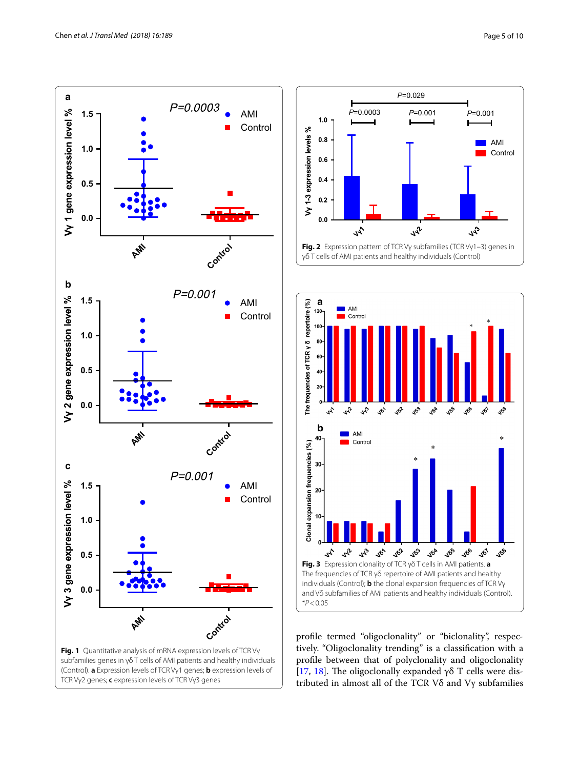Fig. 1 Quantitative analysis of mRNA expression levels of TCR Vγ subfamilies genes in γδ T cells of AML patients and healthy individuals (Control). **a** Expression levels of TCR Vγ1 genes; **b** expression levels of TCR Vγ2 genes; **c** expression levels of TCR Vγ3 genes

Fig. 2 Expression pattern of TCR Vγ subfamilies (TCR Vγ1–3) genes in γδ T cells of AML patients and healthy individuals (Control)

Fig. 3 Expression clonality of TCR γδ T cells in AML patients. **a** The frequencies of TCR γδ repertoire of AML patients and healthy individuals (Control); **b** the clonal expansion frequencies of TCR Vγ and Vδ subfamilies of AML patients and healthy individuals (Control). *$P < 0.05$

profile termed "oligoclonality" or "biclonality", respectively. "Oligoclonality trending" is a classification with a profile between that of polyclonality and oligoclonality [17, 18]. The oligoclonally expanded γδ T cells were distributed in almost all of the TCR Vδ and Vγ subfamilies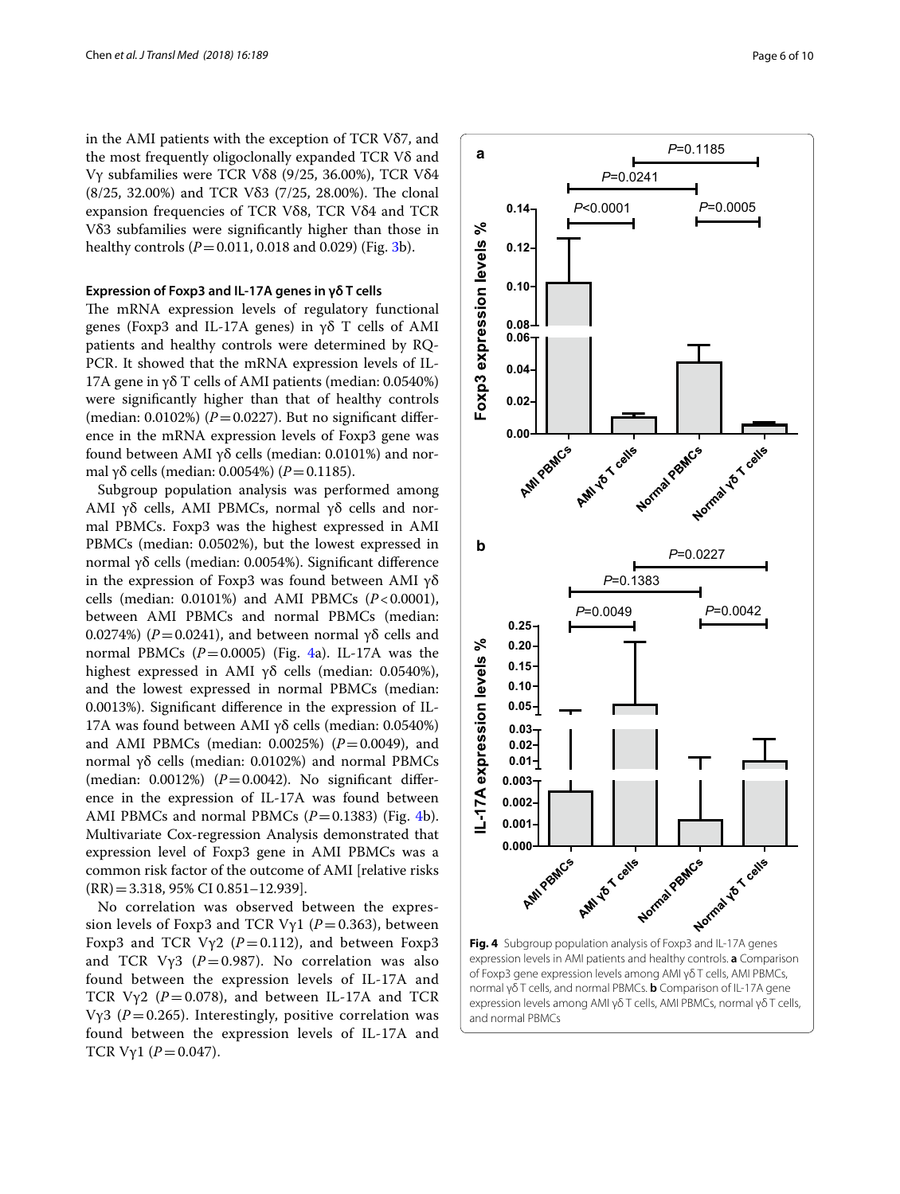in the AMI patients with the exception of TCR Vδ7, and the most frequently oligoclonally expanded TCR Vδ and Vγ subfamilies were TCR Vδ8 (9/25, 36.00%), TCR Vδ4 (8/25, 32.00%) and TCR Vδ3 (7/25, 28.00%). The clonal expansion frequencies of TCR Vδ8, TCR Vδ4 and TCR Vδ3 subfamilies were significantly higher than those in healthy controls ($P=0.011$, 0.018 and 0.029) (Fig. 3b).

### Expression of Foxp3 and IL-17A genes in γδ T cells

The mRNA expression levels of regulatory functional genes (Foxp3 and IL-17A genes) in γδ T cells of AMI patients and healthy controls were determined by RQ-PCR. It showed that the mRNA expression levels of IL-17A gene in γδ T cells of AMI patients (median: 0.0540%) were significantly higher than that of healthy controls (median: 0.0102%) ($P=0.0227$). But no significant difference in the mRNA expression levels of Foxp3 gene was found between AMI γδ cells (median: 0.0101%) and normal γδ cells (median: 0.0054%) ($P=0.1185$).

Subgroup population analysis was performed among AMI γδ cells, AMI PBMCs, normal γδ cells and normal PBMCs. Foxp3 was the highest expressed in AMI PBMCs (median: 0.0502%), but the lowest expressed in normal γδ cells (median: 0.0054%). Significant difference in the expression of Foxp3 was found between AMI γδ cells (median: 0.0101%) and AMI PBMCs ($P<0.0001$), between AMI PBMCs and normal PBMCs (median: 0.0274%) ($P=0.0241$), and between normal γδ cells and normal PBMCs ($P=0.0005$) (Fig. 4a). IL-17A was the highest expressed in AMI γδ cells (median: 0.0540%), and the lowest expressed in normal PBMCs (median: 0.0013%). Significant difference in the expression of IL-17A was found between AMI γδ cells (median: 0.0540%) and AMI PBMCs (median: 0.0025%) ($P=0.0049$), and normal γδ cells (median: 0.0102%) and normal PBMCs (median: 0.0012%) ($P=0.0042$). No significant difference in the expression of IL-17A was found between AMI PBMCs and normal PBMCs ($P=0.1383$) (Fig. 4b). Multivariate Cox-regression Analysis demonstrated that expression level of Foxp3 gene in AMI PBMCs was a common risk factor of the outcome of AMI [relative risks (RR) = 3.318, 95% CI 0.851–12.939].

No correlation was observed between the expression levels of Foxp3 and TCR Vγ1 ($P=0.363$), between Foxp3 and TCR Vγ2 ($P=0.112$), and between Foxp3 and TCR Vγ3 ($P=0.987$). No correlation was also found between the expression levels of IL-17A and TCR Vγ2 ($P=0.078$), and between IL-17A and TCR Vγ3 ($P=0.265$). Interestingly, positive correlation was found between the expression levels of IL-17A and TCR Vγ1 ($P=0.047$).

**Fig. 4** Subgroup population analysis of Foxp3 and IL-17A genes expression levels in AMI patients and healthy controls. **a** Comparison of Foxp3 gene expression levels among AMI γδ T cells, AMI PBMCs, normal γδ T cells, and normal PBMCs. **b** Comparison of IL-17A gene expression levels among AMI γδ T cells, AMI PBMCs, normal γδ T cells, and normal PBMCs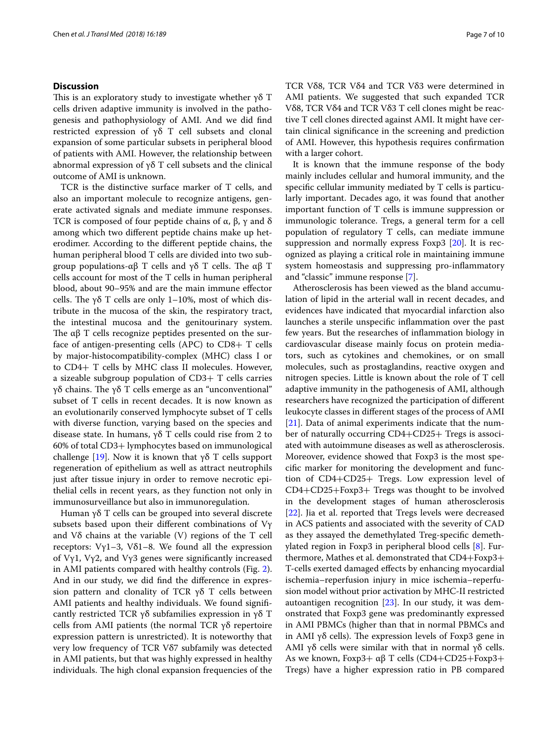## Discussion

This is an exploratory study to investigate whether γδ T cells driven adaptive immunity is involved in the pathogenesis and pathophysiology of AMI. And we did find restricted expression of γδ T cell subsets and clonal expansion of some particular subsets in peripheral blood of patients with AMI. However, the relationship between abnormal expression of γδ T cell subsets and the clinical outcome of AMI is unknown.

TCR is the distinctive surface marker of T cells, and also an important molecule to recognize antigens, generate activated signals and mediate immune responses. TCR is composed of four peptide chains of α, β, γ and δ among which two different peptide chains make up heterodimer. According to the different peptide chains, the human peripheral blood T cells are divided into two subgroup populations-αβ T cells and γδ T cells. The αβ T cells account for most of the T cells in human peripheral blood, about 90–95% and are the main immune effector cells. The γδ T cells are only 1–10%, most of which distribute in the mucosa of the skin, the respiratory tract, the intestinal mucosa and the genitourinary system. The αβ T cells recognize peptides presented on the surface of antigen-presenting cells (APC) to CD8+ T cells by major-histocompatibility-complex (MHC) class I or to CD4+ T cells by MHC class II molecules. However, a sizeable subgroup population of CD3+ T cells carries γδ chains. The γδ T cells emerge as an "unconventional" subset of T cells in recent decades. It is now known as an evolutionarily conserved lymphocyte subset of T cells with diverse function, varying based on the species and disease state. In humans, γδ T cells could rise from 2 to 60% of total CD3+ lymphocytes based on immunological challenge [19]. Now it is known that γδ T cells support regeneration of epithelium as well as attract neutrophils just after tissue injury in order to remove necrotic epithelial cells in recent years, as they function not only in immunosurveillance but also in immunoregulation.

Human γδ T cells can be grouped into several discrete subsets based upon their different combinations of Vγ and Vδ chains at the variable (V) regions of the T cell receptors: Vγ1–3, Vδ1–8. We found all the expression of Vγ1, Vγ2, and Vγ3 genes were significantly increased in AMI patients compared with healthy controls (Fig. 2). And in our study, we did find the difference in expression pattern and clonality of TCR γδ T cells between AMI patients and healthy individuals. We found significantly restricted TCR γδ subfamilies expression in γδ T cells from AMI patients (the normal TCR γδ repertoire expression pattern is unrestricted). It is noteworthy that very low frequency of TCR Vδ7 subfamily was detected in AMI patients, but that was highly expressed in healthy individuals. The high clonal expansion frequencies of the TCR Vδ8, TCR Vδ4 and TCR Vδ3 were determined in AMI patients. We suggested that such expanded TCR Vδ8, TCR Vδ4 and TCR Vδ3 T cell clones might be reactive T cell clones directed against AMI. It might have certain clinical significance in the screening and prediction of AMI. However, this hypothesis requires confirmation with a larger cohort.

It is known that the immune response of the body mainly includes cellular and humoral immunity, and the specific cellular immunity mediated by T cells is particularly important. Decades ago, it was found that another important function of T cells is immune suppression or immunologic tolerance. Tregs, a general term for a cell population of regulatory T cells, can mediate immune suppression and normally express Foxp3 [20]. It is recognized as playing a critical role in maintaining immune system homeostasis and suppressing pro-inflammatory and "classic" immune response [7].

Atherosclerosis has been viewed as the bland accumulation of lipid in the arterial wall in recent decades, and evidences have indicated that myocardial infarction also launches a sterile unspecific inflammation over the past few years. But the researches of inflammation biology in cardiovascular disease mainly focus on protein mediators, such as cytokines and chemokines, or on small molecules, such as prostaglandins, reactive oxygen and nitrogen species. Little is known about the role of T cell adaptive immunity in the pathogenesis of AMI, although researchers have recognized the participation of different leukocyte classes in different stages of the process of AMI [21]. Data of animal experiments indicate that the number of naturally occurring CD4+CD25+ Tregs is associated with autoimmune diseases as well as atherosclerosis. Moreover, evidence showed that Foxp3 is the most specific marker for monitoring the development and function of CD4+CD25+ Tregs. Low expression level of CD4+CD25+Foxp3+ Tregs was thought to be involved in the development stages of human atherosclerosis [22]. Jia et al. reported that Tregs levels were decreased in ACS patients and associated with the severity of CAD as they assayed the demethylated Treg-specific demethylated region in Foxp3 in peripheral blood cells [8]. Furthermore, Mathes et al. demonstrated that CD4+Foxp3+ T-cells exerted damaged effects by enhancing myocardial ischemia–reperfusion injury in mice ischemia–reperfusion model without prior activation by MHC-II restricted autoantigen recognition [23]. In our study, it was demonstrated that Foxp3 gene was predominantly expressed in AMI PBMCs (higher than that in normal PBMCs and in AMI γδ cells). The expression levels of Foxp3 gene in AMI γδ cells were similar with that in normal γδ cells. As we known, Foxp3+ αβ T cells (CD4+CD25+Foxp3+ Tregs) have a higher expression ratio in PB compared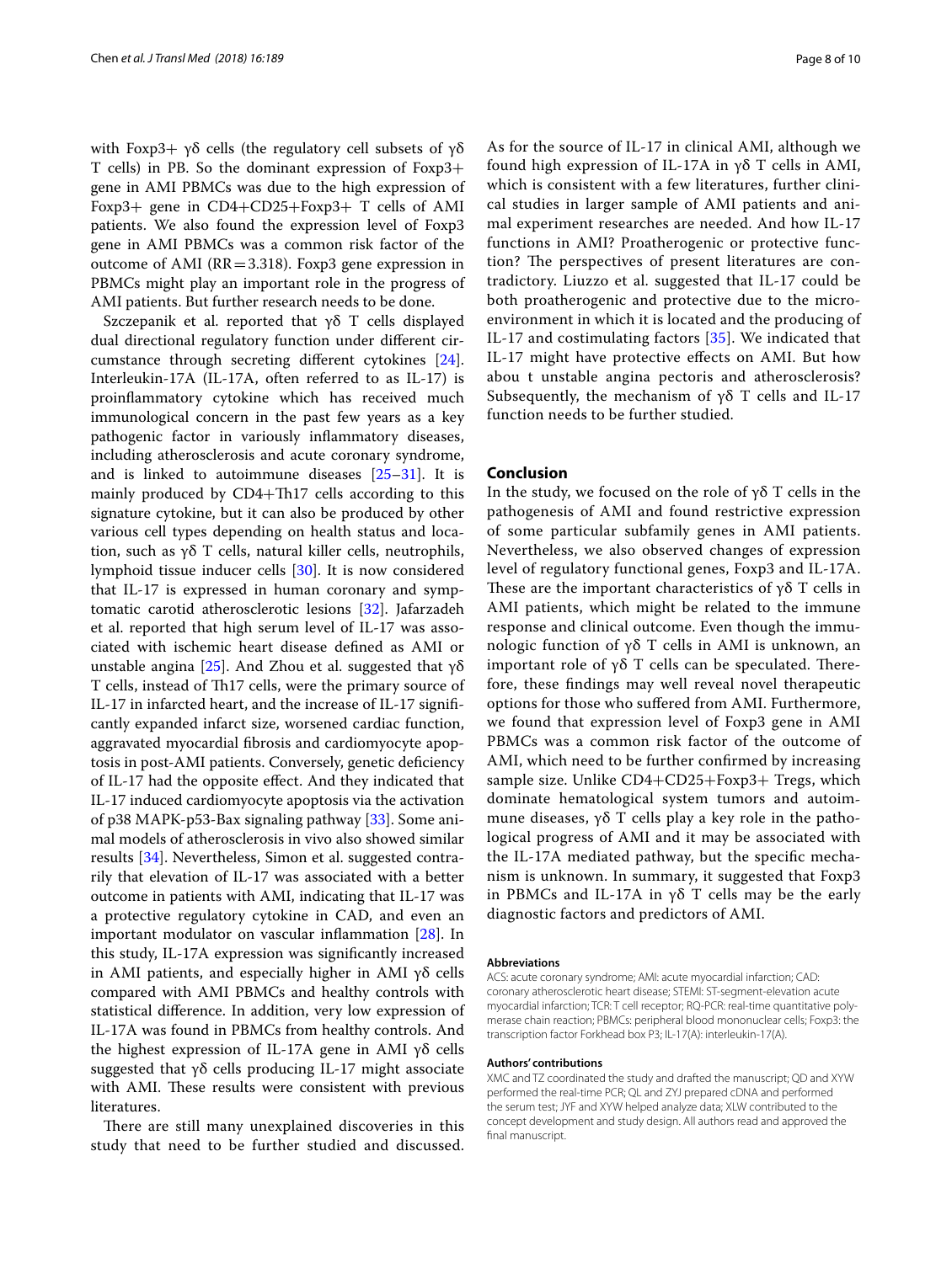with Foxp3+ γδ cells (the regulatory cell subsets of γδ T cells) in PB. So the dominant expression of Foxp3+ gene in AMI PBMCs was due to the high expression of Foxp3+ gene in CD4+CD25+Foxp3+ T cells of AMI patients. We also found the expression level of Foxp3 gene in AMI PBMCs was a common risk factor of the outcome of AMI (RR = 3.318). Foxp3 gene expression in PBMCs might play an important role in the progress of AMI patients. But further research needs to be done.

Szczepanik et al. reported that γδ T cells displayed dual directional regulatory function under different circumstance through secreting different cytokines [24]. Interleukin-17A (IL-17A, often referred to as IL-17) is proinflammatory cytokine which has received much immunological concern in the past few years as a key pathogenic factor in variously inflammatory diseases, including atherosclerosis and acute coronary syndrome, and is linked to autoimmune diseases [25–31]. It is mainly produced by CD4+Th17 cells according to this signature cytokine, but it can also be produced by other various cell types depending on health status and location, such as γδ T cells, natural killer cells, neutrophils, lymphoid tissue inducer cells [30]. It is now considered that IL-17 is expressed in human coronary and symptomatic carotid atherosclerotic lesions [32]. Jafarzadeh et al. reported that high serum level of IL-17 was associated with ischemic heart disease defined as AMI or unstable angina [25]. And Zhou et al. suggested that γδ T cells, instead of Th17 cells, were the primary source of IL-17 in infarcted heart, and the increase of IL-17 significantly expanded infarct size, worsened cardiac function, aggravated myocardial fibrosis and cardiomyocyte apoptosis in post-AMI patients. Conversely, genetic deficiency of IL-17 had the opposite effect. And they indicated that IL-17 induced cardiomyocyte apoptosis via the activation of p38 MAPK-p53-Bax signaling pathway [33]. Some animal models of atherosclerosis in vivo also showed similar results [34]. Nevertheless, Simon et al. suggested contrarily that elevation of IL-17 was associated with a better outcome in patients with AMI, indicating that IL-17 was a protective regulatory cytokine in CAD, and even an important modulator on vascular inflammation [28]. In this study, IL-17A expression was significantly increased in AMI patients, and especially higher in AMI γδ cells compared with AMI PBMCs and healthy controls with statistical difference. In addition, very low expression of IL-17A was found in PBMCs from healthy controls. And the highest expression of IL-17A gene in AMI γδ cells suggested that γδ cells producing IL-17 might associate with AMI. These results were consistent with previous literatures.

There are still many unexplained discoveries in this study that need to be further studied and discussed. As for the source of IL-17 in clinical AMI, although we found high expression of IL-17A in γδ T cells in AMI, which is consistent with a few literatures, further clinical studies in larger sample of AMI patients and animal experiment researches are needed. And how IL-17 functions in AMI? Proatherogenic or protective function? The perspectives of present literatures are contradictory. Liuzzo et al. suggested that IL-17 could be both proatherogenic and protective due to the microenvironment in which it is located and the producing of IL-17 and costimulating factors [35]. We indicated that IL-17 might have protective effects on AMI. But how abou t unstable angina pectoris and atherosclerosis? Subsequently, the mechanism of γδ T cells and IL-17 function needs to be further studied.

## Conclusion

In the study, we focused on the role of γδ T cells in the pathogenesis of AMI and found restrictive expression of some particular subfamily genes in AMI patients. Nevertheless, we also observed changes of expression level of regulatory functional genes, Foxp3 and IL-17A. These are the important characteristics of γδ T cells in AMI patients, which might be related to the immune response and clinical outcome. Even though the immunologic function of γδ T cells in AMI is unknown, an important role of γδ T cells can be speculated. Therefore, these findings may well reveal novel therapeutic options for those who suffered from AMI. Furthermore, we found that expression level of Foxp3 gene in AMI PBMCs was a common risk factor of the outcome of AMI, which need to be further confirmed by increasing sample size. Unlike CD4+CD25+Foxp3+ Tregs, which dominate hematological system tumors and autoimmune diseases, γδ T cells play a key role in the pathological progress of AMI and it may be associated with the IL-17A mediated pathway, but the specific mechanism is unknown. In summary, it suggested that Foxp3 in PBMCs and IL-17A in γδ T cells may be the early diagnostic factors and predictors of AMI.

#### Abbreviations

ACS: acute coronary syndrome; AMI: acute myocardial infarction; CAD: coronary atherosclerotic heart disease; STEMI: ST-segment-elevation acute myocardial infarction; TCR: T cell receptor; RQ-PCR: real-time quantitative polymerase chain reaction; PBMCs: peripheral blood mononuclear cells; Foxp3: the transcription factor Forkhead box P3; IL-17(A): interleukin-17(A).

#### Authors' contributions

XMC and TZ coordinated the study and drafted the manuscript; QD and XYW performed the real-time PCR; QL and ZYJ prepared cDNA and performed the serum test; JYF and XYW helped analyze data; XLW contributed to the concept development and study design. All authors read and approved the final manuscript.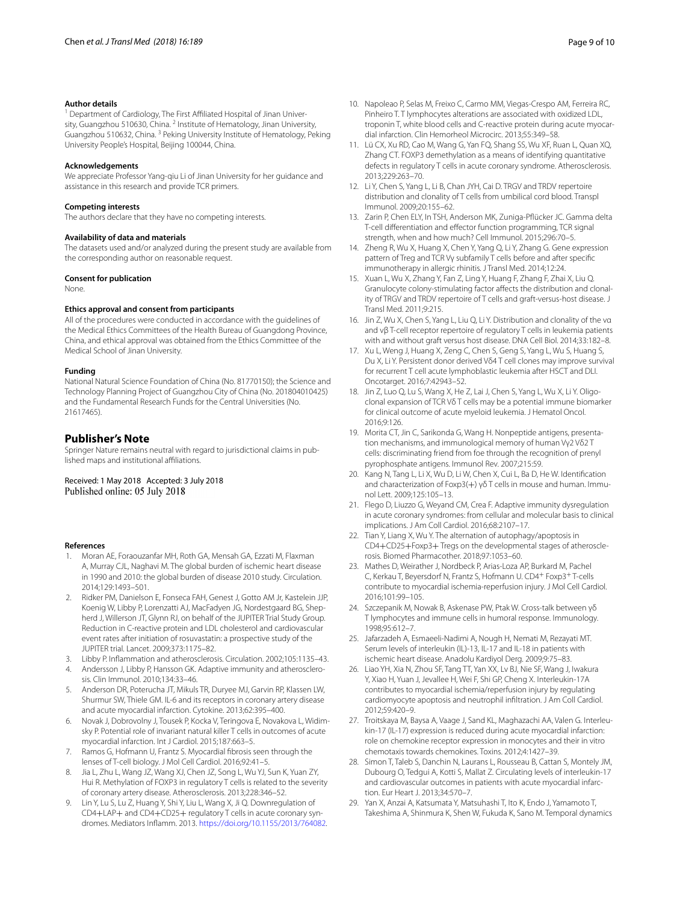#### Author details

[1] Department of Cardiology, The First Affiliated Hospital of Jinan University, Guangzhou 510630, China. [2] Institute of Hematology, Jinan University, Guangzhou 510632, China. [3] Peking University Institute of Hematology, Peking University People's Hospital, Beijing 100044, China.

#### Acknowledgements

We appreciate Professor Yang-qiu Li of Jinan University for her guidance and assistance in this research and provide TCR primers.

#### Competing interests

The authors declare that they have no competing interests.

#### Availability of data and materials

The datasets used and/or analyzed during the present study are available from the corresponding author on reasonable request.

#### Consent for publication

None.

#### Ethics approval and consent from participants

All of the procedures were conducted in accordance with the guidelines of the Medical Ethics Committees of the Health Bureau of Guangdong Province, China, and ethical approval was obtained from the Ethics Committee of the Medical School of Jinan University.

#### Funding

National Natural Science Foundation of China (No. 81770150); the Science and Technology Planning Project of Guangzhou City of China (No. 201804010425) and the Fundamental Research Funds for the Central Universities (No. 21617465).

## Publisher's Note

Springer Nature remains neutral with regard to jurisdictional claims in published maps and institutional affiliations.

Received: 1 May 2018 Accepted: 3 July 2018
Published online: 05 July 2018

#### References

1. Moran AE, Foraouzanfar MH, Roth GA, Mensah GA, Ezzati M, Flaxman A, Murray CJL, Naghavi M. The global burden of ischemic heart disease in 1990 and 2010: the global burden of disease 2010 study. Circulation. 2014;129:1493–501.
2. Ridker PM, Danielson E, Fonseca FAH, Genest J, Gotto AM Jr, Kastelein JJP, Koenig W, Libby P, Lorenzatti AJ, MacFadyen JG, Nordestgaard BG, Shepherd J, Willerson JT, Glynn RJ, on behalf of the JUPITER Trial Study Group. Reduction in C-reactive protein and LDL cholesterol and cardiovascular event rates after initiation of rosuvastatin: a prospective study of the JUPITER trial. Lancet. 2009;373:1175–82.
3. Libby P. Inflammation and atherosclerosis. Circulation. 2002;105:1135–43.
4. Andersson J, Libby P, Hansson GK. Adaptive immunity and atherosclerosis. Clin Immunol. 2010;134:33–46.
5. Anderson DR, Poterucha JT, Mikuls TR, Duryee MJ, Garvin RP, Klassen LW, Shurmur SW, Thiele GM. IL-6 and its receptors in coronary artery disease and acute myocardial infarction. Cytokine. 2013;62:395–400.
6. Novak J, Dobrovolny J, Tousek P, Kocka V, Teringova E, Novakova L, Widimsky P. Potential role of invariant natural killer T cells in outcomes of acute myocardial infarction. Int J Cardiol. 2015;187:663–5.
7. Ramos G, Hofmann U, Frantz S. Myocardial fibrosis seen through the lenses of T-cell biology. J Mol Cell Cardiol. 2016;92:41–5.
8. Jia L, Zhu L, Wang JZ, Wang XJ, Chen JZ, Song L, Wu YJ, Sun K, Yuan ZY, Hui R. Methylation of FOXP3 in regulatory T cells is related to the severity of coronary artery disease. Atherosclerosis. 2013;228:346–52.
9. Lin Y, Lu S, Lu Z, Huang Y, Shi Y, Liu L, Wang X, Ji Q. Downregulation of CD4+LAP+ and CD4+CD25+ regulatory T cells in acute coronary syndromes. Mediators Inflamm. 2013. https://doi.org/10.1155/2013/764082.
10. Napoleao P, Selas M, Freixo C, Carmo MM, Viegas-Crespo AM, Ferreira RC, Pinheiro T. T lymphocytes alterations are associated with oxidized LDL, troponin T, white blood cells and C-reactive protein during acute myocardial infarction. Clin Hemorheol Microcirc. 2013;55:349–58.
11. Lü CX, Xu RD, Cao M, Wang G, Yan FQ, Shang SS, Wu XF, Ruan L, Quan XQ, Zhang CT. FOXP3 demethylation as a means of identifying quantitative defects in regulatory T cells in acute coronary syndrome. Atherosclerosis. 2013;229:263–70.
12. Li Y, Chen S, Yang L, Li B, Chan JYH, Cai D. TRGV and TRDV repertoire distribution and clonality of T cells from umbilical cord blood. Transpl Immunol. 2009;20:155–62.
13. Zarin P, Chen ELY, In TSH, Anderson MK, Zuniga-Pflücker JC. Gamma delta T-cell differentiation and effector function programming, TCR signal strength, when and how much? Cell Immunol. 2015;296:70–5.
14. Zheng R, Wu X, Huang X, Chen Y, Yang Q, Li Y, Zhang G. Gene expression pattern of Treg and TCR Vγ subfamily T cells before and after specific immunotherapy in allergic rhinitis. J Transl Med. 2014;12:24.
15. Xuan L, Wu X, Zhang Y, Fan Z, Ling Y, Huang F, Zhang F, Zhai X, Liu Q. Granulocyte colony-stimulating factor affects the distribution and clonality of TRGV and TRDV repertoire of T cells and graft-versus-host disease. J Transl Med. 2011;9:215.
16. Jin Z, Wu X, Chen S, Yang L, Liu Q, Li Y. Distribution and clonality of the vα and vβ T-cell receptor repertoire of regulatory T cells in leukemia patients with and without graft versus host disease. DNA Cell Biol. 2014;33:182–8.
17. Xu L, Weng J, Huang X, Zeng C, Chen S, Geng S, Yang L, Wu S, Huang S, Du X, Li Y. Persistent donor derived Vδ4 T cell clones may improve survival for recurrent T cell acute lymphoblastic leukemia after HSCT and DLI. Oncotarget. 2016;7:42943–52.
18. Jin Z, Luo Q, Lu S, Wang X, He Z, Lai J, Chen S, Yang L, Wu X, Li Y. Oligoclonal expansion of TCR Vδ T cells may be a potential immune biomarker for clinical outcome of acute myeloid leukemia. J Hematol Oncol. 2016;9:126.
19. Morita CT, Jin C, Sarikonda G, Wang H. Nonpeptide antigens, presentation mechanisms, and immunological memory of human Vγ2 Vδ2 T cells: discriminating friend from foe through the recognition of prenyl pyrophosphate antigens. Immunol Rev. 2007;215:59.
20. Kang N, Tang L, Li X, Wu D, Li W, Chen X, Cui L, Ba D, He W. Identification and characterization of Foxp3(+) γδ T cells in mouse and human. Immunol Lett. 2009;125:105–13.
21. Flego D, Liuzzo G, Weyand CM, Crea F. Adaptive immunity dysregulation in acute coronary syndromes: from cellular and molecular basis to clinical implications. J Am Coll Cardiol. 2016;68:2107–17.
22. Tian Y, Liang X, Wu Y. The alternation of autophagy/apoptosis in CD4+CD25+Foxp3+ Tregs on the developmental stages of atherosclerosis. Biomed Pharmacother. 2018;97:1053–60.
23. Mathes D, Weirather J, Nordbeck P, Arias-Loza AP, Burkard M, Pachel C, Kerkau T, Beyersdorf N, Frantz S, Hofmann U. CD4$^{+}$ Foxp3$^{+}$ T-cells contribute to myocardial ischemia-reperfusion injury. J Mol Cell Cardiol. 2016;101:99–105.
24. Szczepanik M, Nowak B, Askenase PW, Ptak W. Cross-talk between γδ T lymphocytes and immune cells in humoral response. Immunology. 1998;95:612–7.
25. Jafarzadeh A, Esmaeeli-Nadimi A, Nough H, Nemati M, Rezayati MT. Serum levels of interleukin (IL)-13, IL-17 and IL-18 in patients with ischemic heart disease. Anadolu Kardiyol Derg. 2009;9:75–83.
26. Liao YH, Xia N, Zhou SF, Tang TT, Yan XX, Lv BJ, Nie SF, Wang J, Iwakura Y, Xiao H, Yuan J, Jevallee H, Wei F, Shi GP, Cheng X. Interleukin-17A contributes to myocardial ischemia/reperfusion injury by regulating cardiomyocyte apoptosis and neutrophil infiltration. J Am Coll Cardiol. 2012;59:420–9.
27. Troitskaya M, Baysa A, Vaage J, Sand KL, Maghazachi AA, Valen G. Interleukin-17 (IL-17) expression is reduced during acute myocardial infarction: role on chemokine receptor expression in monocytes and their in vitro chemotaxis towards chemokines. Toxins. 2012;4:1427–39.
28. Simon T, Taleb S, Danchin N, Laurans L, Rousseau B, Cattan S, Montely JM, Dubourg O, Tedgui A, Kotti S, Mallat Z. Circulating levels of interleukin-17 and cardiovascular outcomes in patients with acute myocardial infarction. Eur Heart J. 2013;34:570–7.
29. Yan X, Anzai A, Katsumata Y, Matsuhashi T, Ito K, Endo J, Yamamoto T, Takeshima A, Shinmura K, Shen W, Fukuda K, Sano M. Temporal dynamics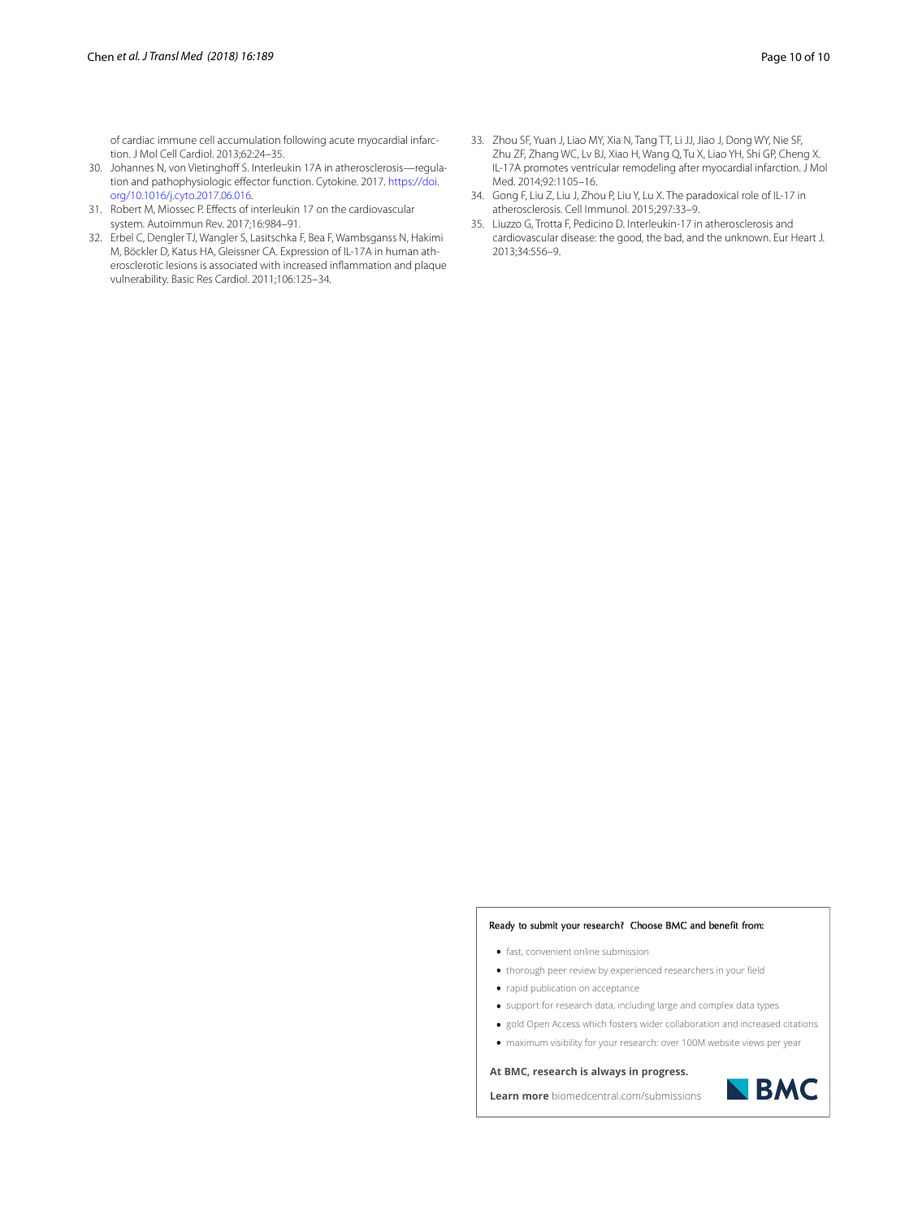of cardiac immune cell accumulation following acute myocardial infarction. J Mol Cell Cardiol. 2013;62:24–35.

30. Johannes N, von Vietinghoff S. Interleukin 17A in atherosclerosis—regulation and pathophysiologic effector function. Cytokine. 2017. https://doi.org/10.1016/j.cyto.2017.06.016.
31. Robert M, Miossec P. Effects of interleukin 17 on the cardiovascular system. Autoimmun Rev. 2017;16:984–91.
32. Erbel C, Dengler TJ, Wangler S, Lasitschka F, Bea F, Wambsganss N, Hakimi M, Böckler D, Katus HA, Gleissner CA. Expression of IL-17A in human atherosclerotic lesions is associated with increased inflammation and plaque vulnerability. Basic Res Cardiol. 2011;106:125–34.
33. Zhou SF, Yuan J, Liao MY, Xia N, Tang TT, Li JJ, Jiao J, Dong WY, Nie SF, Zhu ZF, Zhang WC, Lv BJ, Xiao H, Wang Q, Tu X, Liao YH, Shi GP, Cheng X. IL-17A promotes ventricular remodeling after myocardial infarction. J Mol Med. 2014;92:1105–16.
34. Gong F, Liu Z, Liu J, Zhou P, Liu Y, Lu X. The paradoxical role of IL-17 in atherosclerosis. Cell Immunol. 2015;297:33–9.
35. Liuzzo G, Trotta F, Pedicino D. Interleukin-17 in atherosclerosis and cardiovascular disease: the good, the bad, and the unknown. Eur Heart J. 2013;34:556–9.

Ready to submit your research? Choose BMC and benefit from:

- fast, convenient online submission
- thorough peer review by experienced researchers in your field
- rapid publication on acceptance
- support for research data, including large and complex data types
- gold Open Access which fosters wider collaboration and increased citations
- maximum visibility for your research: over 100M website views per year

**At BMC, research is always in progress.**

**Learn more** biomedcentral.com/submissions

BMC